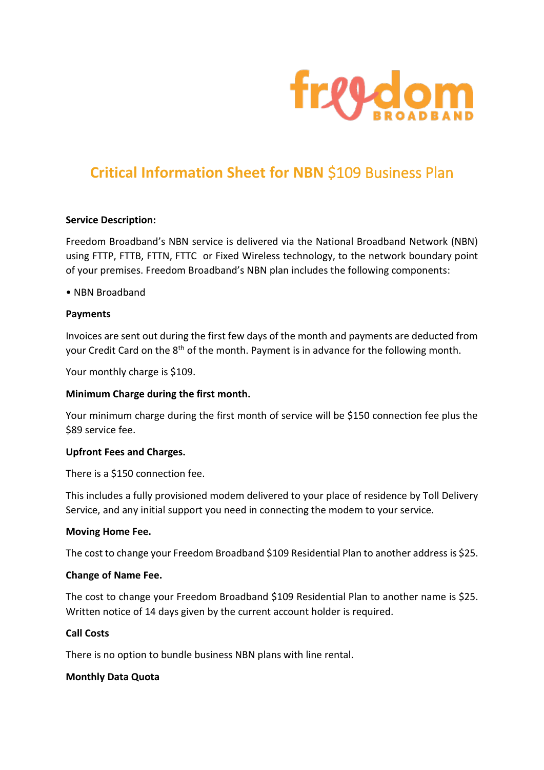# Critical Information Sheet for NBN $109 Business Plan

**Service Description:**

Freedom Broadband's NBN service is delivered via the National Broadband Network (NBN) using FTTP, FTTB, FTTN, FTTC or Fixed Wireless technology, to the network boundary point of your premises. Freedom Broadband's NBN plan includes the following components:

• NBN Broadband

**Payments**

Invoices are sent out during the first few days of the month and payments are deducted from your Credit Card on the 8th of the month. Payment is in advance for the following month.

Your monthly charge is $109.

**Minimum Charge during the first month.**

Your minimum charge during the first month of service will be $150 connection fee plus the $89 service fee.

**Upfront Fees and Charges.**

There is a $150 connection fee.

This includes a fully provisioned modem delivered to your place of residence by Toll Delivery Service, and any initial support you need in connecting the modem to your service.

**Moving Home Fee.**

The cost to change your Freedom Broadband $109 Residential Plan to another address is $25.

**Change of Name Fee.**

The cost to change your Freedom Broadband $109 Residential Plan to another name is $25. Written notice of 14 days given by the current account holder is required.

**Call Costs**

There is no option to bundle business NBN plans with line rental.

**Monthly Data Quota**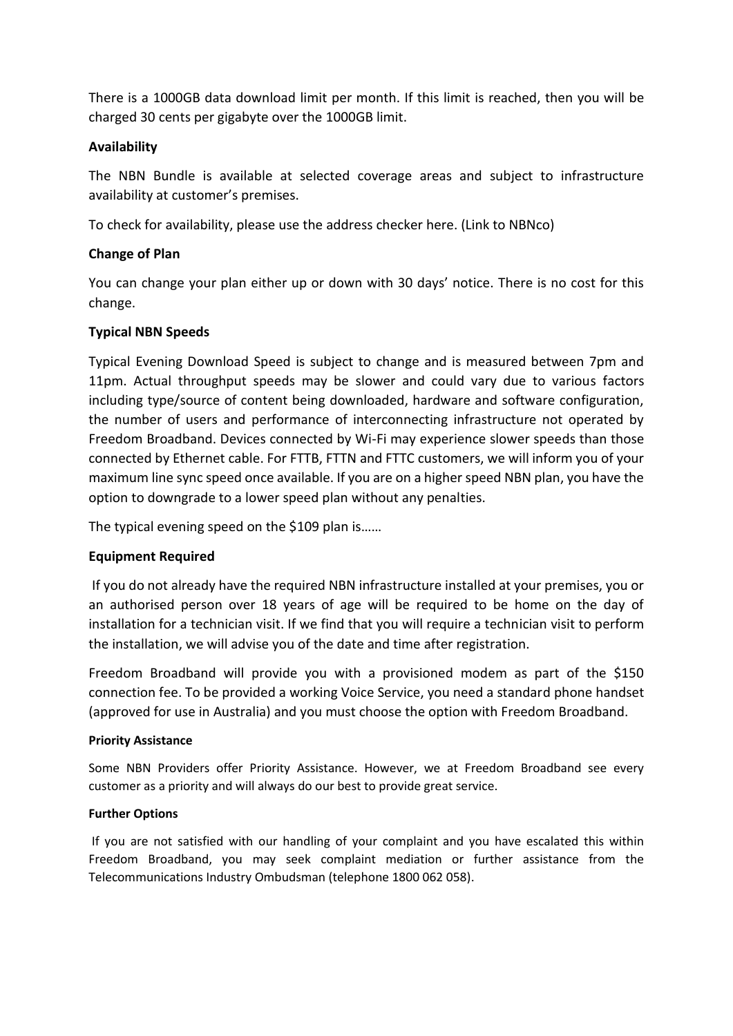There is a 1000GB data download limit per month. If this limit is reached, then you will be charged 30 cents per gigabyte over the 1000GB limit.

**Availability**

The NBN Bundle is available at selected coverage areas and subject to infrastructure availability at customer's premises.

To check for availability, please use the address checker here. (Link to NBNco)

**Change of Plan**

You can change your plan either up or down with 30 days' notice. There is no cost for this change.

**Typical NBN Speeds**

Typical Evening Download Speed is subject to change and is measured between 7pm and 11pm. Actual throughput speeds may be slower and could vary due to various factors including type/source of content being downloaded, hardware and software configuration, the number of users and performance of interconnecting infrastructure not operated by Freedom Broadband. Devices connected by Wi-Fi may experience slower speeds than those connected by Ethernet cable. For FTTB, FTTN and FTTC customers, we will inform you of your maximum line sync speed once available. If you are on a higher speed NBN plan, you have the option to downgrade to a lower speed plan without any penalties.

The typical evening speed on the $109 plan is……

**Equipment Required**

If you do not already have the required NBN infrastructure installed at your premises, you or an authorised person over 18 years of age will be required to be home on the day of installation for a technician visit. If we find that you will require a technician visit to perform the installation, we will advise you of the date and time after registration.

Freedom Broadband will provide you with a provisioned modem as part of the $150 connection fee. To be provided a working Voice Service, you need a standard phone handset (approved for use in Australia) and you must choose the option with Freedom Broadband.

**Priority Assistance**

Some NBN Providers offer Priority Assistance. However, we at Freedom Broadband see every customer as a priority and will always do our best to provide great service.

**Further Options**

If you are not satisfied with our handling of your complaint and you have escalated this within Freedom Broadband, you may seek complaint mediation or further assistance from the Telecommunications Industry Ombudsman (telephone 1800 062 058).